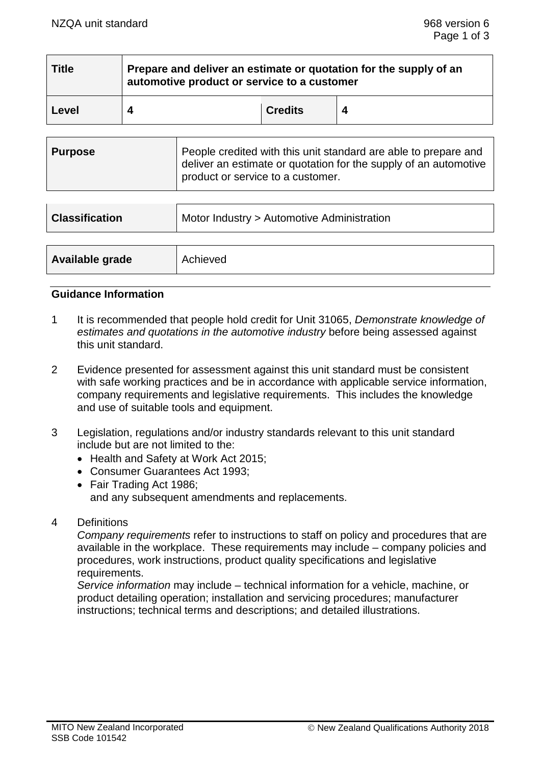| Title | Prepare and deliver an estimate or quotation for the supply of an automotive product or service to a customer | | |
|---|---|---|---|
| Level | 4 | Credits | 4 |

| Purpose | People credited with this unit standard are able to prepare and deliver an estimate or quotation for the supply of an automotive product or service to a customer. |
|---|---|

| Classification | Motor Industry > Automotive Administration |
|---|---|

| Available grade | Achieved |
|---|---|

## Guidance Information

1. It is recommended that people hold credit for Unit 31065, *Demonstrate knowledge of estimates and quotations in the automotive industry* before being assessed against this unit standard.

2. Evidence presented for assessment against this unit standard must be consistent with safe working practices and be in accordance with applicable service information, company requirements and legislative requirements. This includes the knowledge and use of suitable tools and equipment.

3. Legislation, regulations and/or industry standards relevant to this unit standard include but are not limited to the:
   - Health and Safety at Work Act 2015;
   - Consumer Guarantees Act 1993;
   - Fair Trading Act 1986;

   and any subsequent amendments and replacements.

4. Definitions

   *Company requirements* refer to instructions to staff on policy and procedures that are available in the workplace. These requirements may include – company policies and procedures, work instructions, product quality specifications and legislative requirements.

   *Service information* may include – technical information for a vehicle, machine, or product detailing operation; installation and servicing procedures; manufacturer instructions; technical terms and descriptions; and detailed illustrations.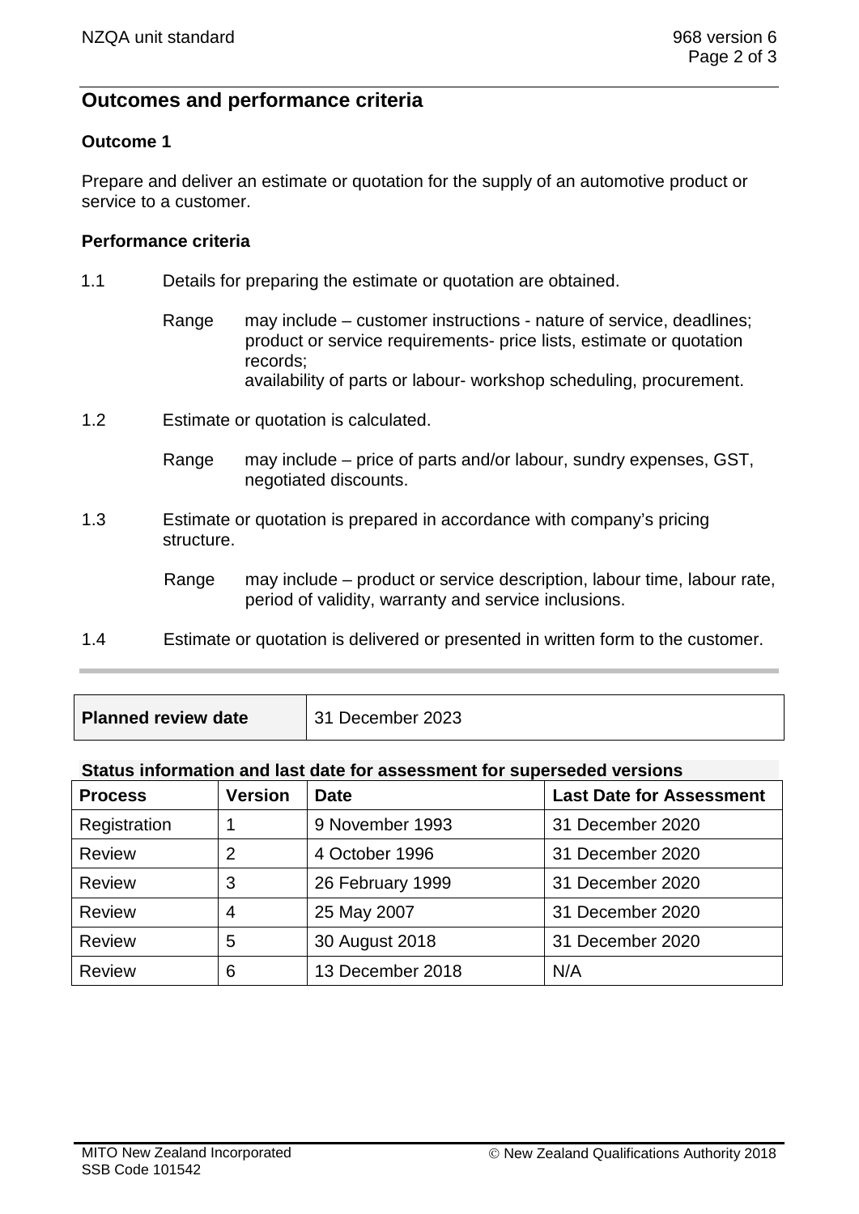## Outcomes and performance criteria

### Outcome 1

Prepare and deliver an estimate or quotation for the supply of an automotive product or service to a customer.

#### Performance criteria

1.1 Details for preparing the estimate or quotation are obtained.

Range may include – customer instructions - nature of service, deadlines; product or service requirements- price lists, estimate or quotation records;
availability of parts or labour- workshop scheduling, procurement.

1.2 Estimate or quotation is calculated.

Range may include – price of parts and/or labour, sundry expenses, GST, negotiated discounts.

1.3 Estimate or quotation is prepared in accordance with company's pricing structure.

Range may include – product or service description, labour time, labour rate, period of validity, warranty and service inclusions.

1.4 Estimate or quotation is delivered or presented in written form to the customer.

| Planned review date | 31 December 2023 |
|---|---|

**Status information and last date for assessment for superseded versions**

| Process | Version | Date | Last Date for Assessment |
|---|---|---|---|
| Registration | 1 | 9 November 1993 | 31 December 2020 |
| Review | 2 | 4 October 1996 | 31 December 2020 |
| Review | 3 | 26 February 1999 | 31 December 2020 |
| Review | 4 | 25 May 2007 | 31 December 2020 |
| Review | 5 | 30 August 2018 | 31 December 2020 |
| Review | 6 | 13 December 2018 | N/A |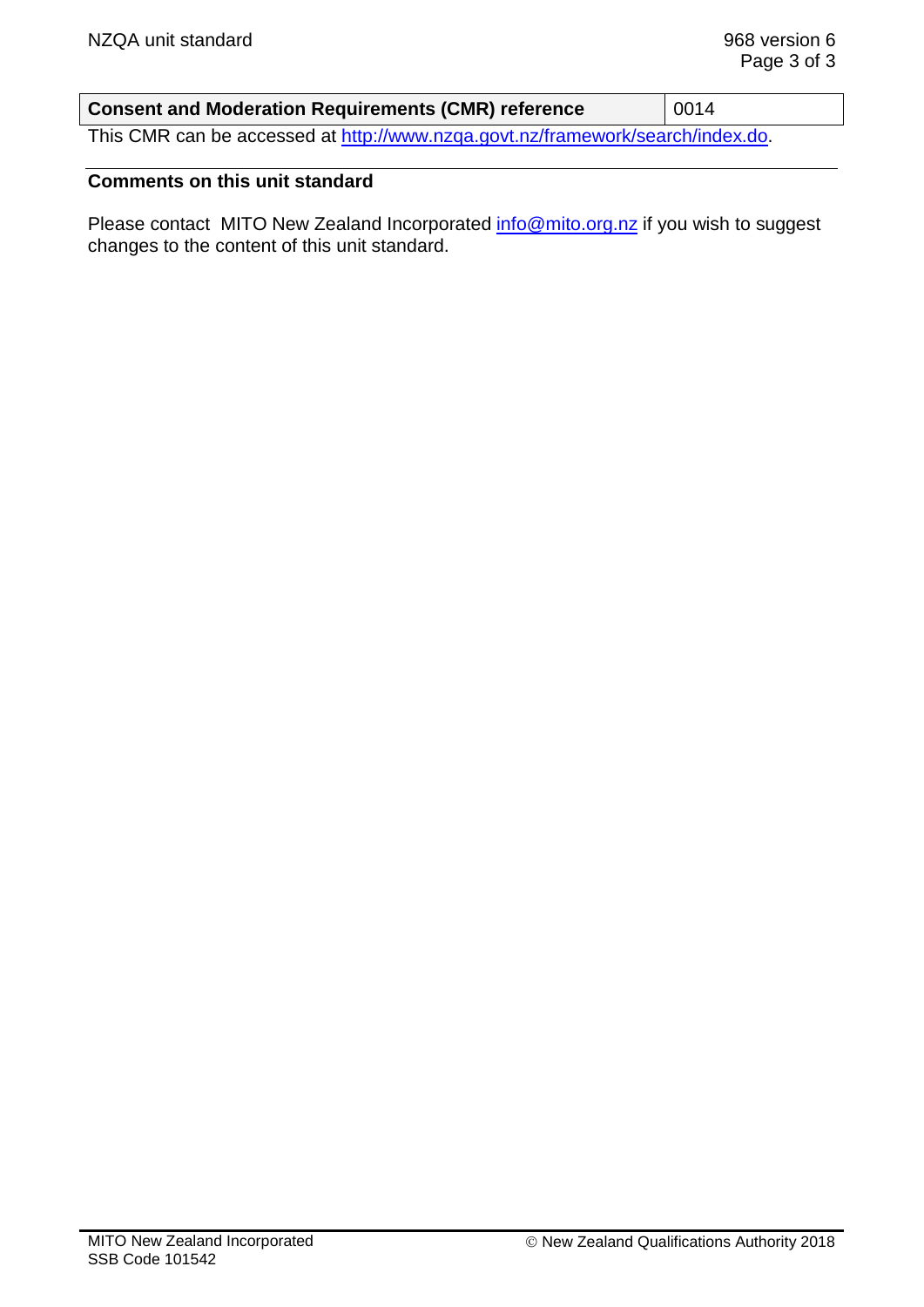| Consent and Moderation Requirements (CMR) reference | 0014 |
| --- | --- |

This CMR can be accessed at http://www.nzqa.govt.nz/framework/search/index.do.

**Comments on this unit standard**

Please contact MITO New Zealand Incorporated info@mito.org.nz if you wish to suggest changes to the content of this unit standard.